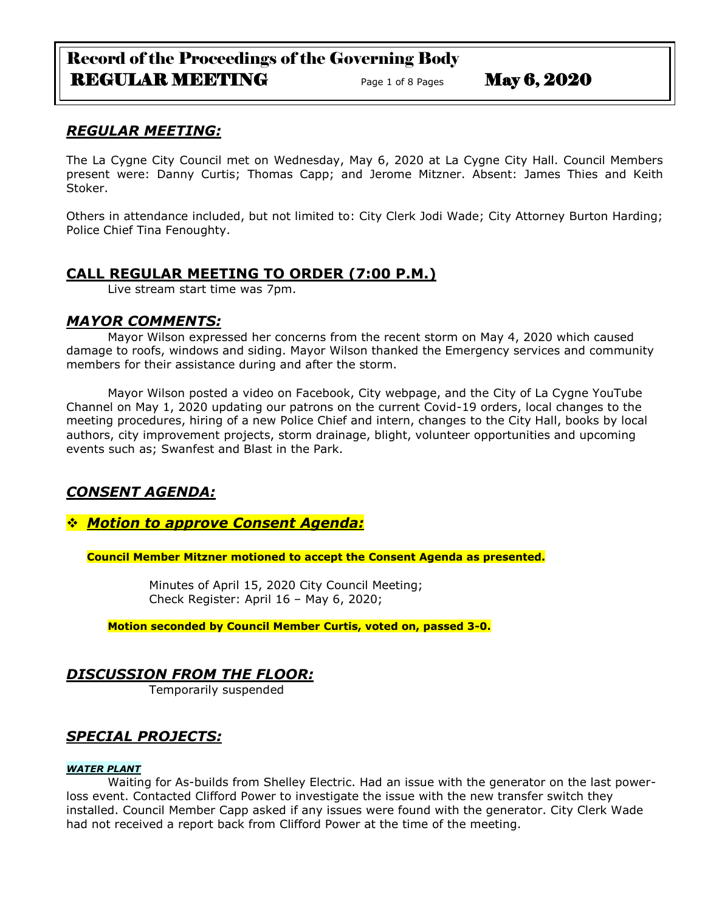# Record of the Proceedings of the Governing Body

## REGULAR MEETING — May 6, 2020

## *REGULAR MEETING:*

The La Cygne City Council met on Wednesday, May 6, 2020 at La Cygne City Hall. Council Members present were: Danny Curtis; Thomas Capp; and Jerome Mitzner. Absent: James Thies and Keith Stoker.

Others in attendance included, but not limited to: City Clerk Jodi Wade; City Attorney Burton Harding; Police Chief Tina Fenoughty.

## CALL REGULAR MEETING TO ORDER (7:00 P.M.)

Live stream start time was 7pm.

## *MAYOR COMMENTS:*

Mayor Wilson expressed her concerns from the recent storm on May 4, 2020 which caused damage to roofs, windows and siding. Mayor Wilson thanked the Emergency services and community members for their assistance during and after the storm.

Mayor Wilson posted a video on Facebook, City webpage, and the City of La Cygne YouTube Channel on May 1, 2020 updating our patrons on the current Covid-19 orders, local changes to the meeting procedures, hiring of a new Police Chief and intern, changes to the City Hall, books by local authors, city improvement projects, storm drainage, blight, volunteer opportunities and upcoming events such as; Swanfest and Blast in the Park.

## *CONSENT AGENDA:*

❖ ***Motion to approve Consent Agenda:***

**Council Member Mitzner motioned to accept the Consent Agenda as presented.**

Minutes of April 15, 2020 City Council Meeting;
Check Register: April 16 – May 6, 2020;

**Motion seconded by Council Member Curtis, voted on, passed 3-0.**

## *DISCUSSION FROM THE FLOOR:*

Temporarily suspended

## *SPECIAL PROJECTS:*

***WATER PLANT***

Waiting for As-builds from Shelley Electric. Had an issue with the generator on the last power-loss event. Contacted Clifford Power to investigate the issue with the new transfer switch they installed. Council Member Capp asked if any issues were found with the generator. City Clerk Wade had not received a report back from Clifford Power at the time of the meeting.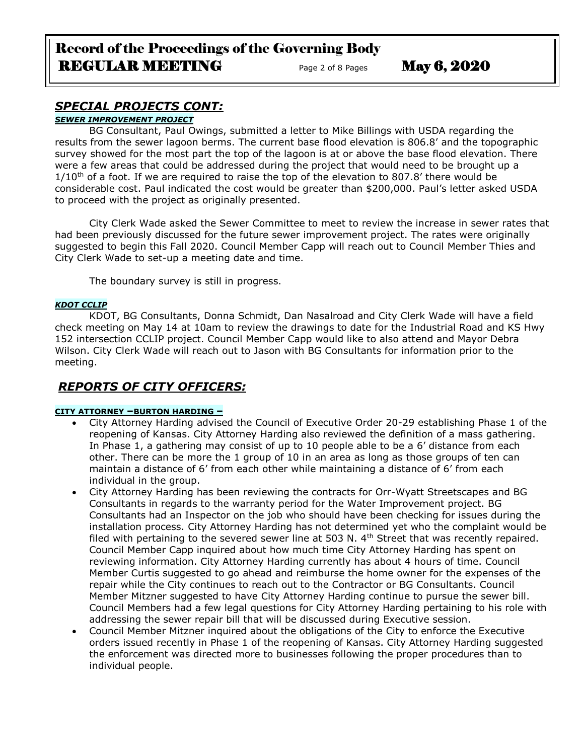## *SPECIAL PROJECTS CONT:*

### ***SEWER IMPROVEMENT PROJECT***

BG Consultant, Paul Owings, submitted a letter to Mike Billings with USDA regarding the results from the sewer lagoon berms. The current base flood elevation is 806.8' and the topographic survey showed for the most part the top of the lagoon is at or above the base flood elevation. There were a few areas that could be addressed during the project that would need to be brought up a 1/10th of a foot. If we are required to raise the top of the elevation to 807.8' there would be considerable cost. Paul indicated the cost would be greater than $200,000. Paul's letter asked USDA to proceed with the project as originally presented.

City Clerk Wade asked the Sewer Committee to meet to review the increase in sewer rates that had been previously discussed for the future sewer improvement project. The rates were originally suggested to begin this Fall 2020. Council Member Capp will reach out to Council Member Thies and City Clerk Wade to set-up a meeting date and time.

The boundary survey is still in progress.

### ***KDOT CCLIP***

KDOT, BG Consultants, Donna Schmidt, Dan Nasalroad and City Clerk Wade will have a field check meeting on May 14 at 10am to review the drawings to date for the Industrial Road and KS Hwy 152 intersection CCLIP project. Council Member Capp would like to also attend and Mayor Debra Wilson. City Clerk Wade will reach out to Jason with BG Consultants for information prior to the meeting.

## *REPORTS OF CITY OFFICERS:*

### CITY ATTORNEY –BURTON HARDING –

- City Attorney Harding advised the Council of Executive Order 20-29 establishing Phase 1 of the reopening of Kansas. City Attorney Harding also reviewed the definition of a mass gathering. In Phase 1, a gathering may consist of up to 10 people able to be a 6' distance from each other. There can be more the 1 group of 10 in an area as long as those groups of ten can maintain a distance of 6' from each other while maintaining a distance of 6' from each individual in the group.
- City Attorney Harding has been reviewing the contracts for Orr-Wyatt Streetscapes and BG Consultants in regards to the warranty period for the Water Improvement project. BG Consultants had an Inspector on the job who should have been checking for issues during the installation process. City Attorney Harding has not determined yet who the complaint would be filed with pertaining to the severed sewer line at 503 N. 4th Street that was recently repaired. Council Member Capp inquired about how much time City Attorney Harding has spent on reviewing information. City Attorney Harding currently has about 4 hours of time. Council Member Curtis suggested to go ahead and reimburse the home owner for the expenses of the repair while the City continues to reach out to the Contractor or BG Consultants. Council Member Mitzner suggested to have City Attorney Harding continue to pursue the sewer bill. Council Members had a few legal questions for City Attorney Harding pertaining to his role with addressing the sewer repair bill that will be discussed during Executive session.
- Council Member Mitzner inquired about the obligations of the City to enforce the Executive orders issued recently in Phase 1 of the reopening of Kansas. City Attorney Harding suggested the enforcement was directed more to businesses following the proper procedures than to individual people.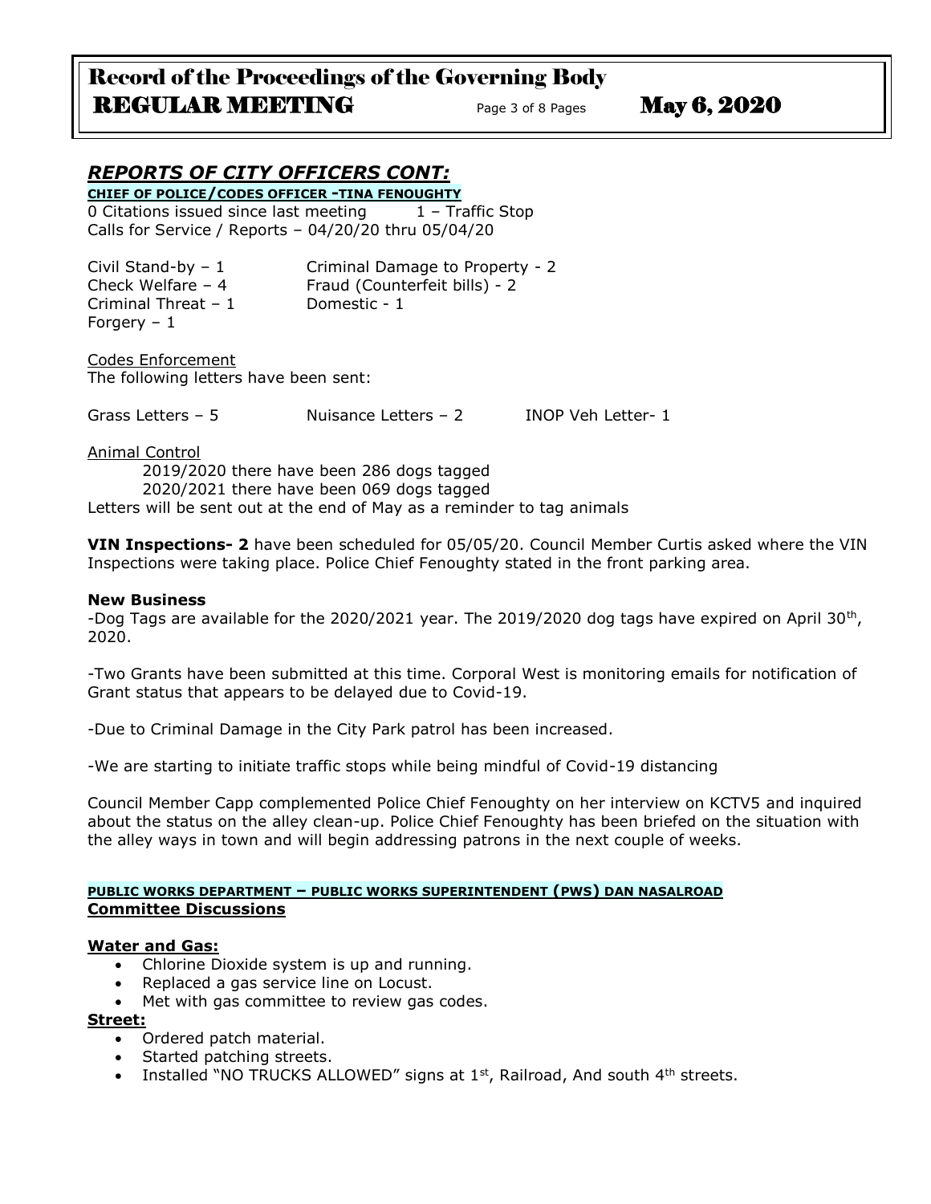## *REPORTS OF CITY OFFICERS CONT:*

**CHIEF OF POLICE/CODES OFFICER -TINA FENOUGHTY**

0 Citations issued since last meeting      1 – Traffic Stop

Calls for Service / Reports – 04/20/20 thru 05/04/20

| | |
|---|---|
| Civil Stand-by – 1 | Criminal Damage to Property - 2 |
| Check Welfare – 4 | Fraud (Counterfeit bills) - 2 |
| Criminal Threat – 1 | Domestic - 1 |
| Forgery – 1 | |

Codes Enforcement

The following letters have been sent:

Grass Letters – 5      Nuisance Letters – 2      INOP Veh Letter- 1

Animal Control

2019/2020 there have been 286 dogs tagged

2020/2021 there have been 069 dogs tagged

Letters will be sent out at the end of May as a reminder to tag animals

**VIN Inspections- 2** have been scheduled for 05/05/20. Council Member Curtis asked where the VIN Inspections were taking place. Police Chief Fenoughty stated in the front parking area.

**New Business**

-Dog Tags are available for the 2020/2021 year. The 2019/2020 dog tags have expired on April 30th, 2020.

-Two Grants have been submitted at this time. Corporal West is monitoring emails for notification of Grant status that appears to be delayed due to Covid-19.

-Due to Criminal Damage in the City Park patrol has been increased.

-We are starting to initiate traffic stops while being mindful of Covid-19 distancing

Council Member Capp complemented Police Chief Fenoughty on her interview on KCTV5 and inquired about the status on the alley clean-up. Police Chief Fenoughty has been briefed on the situation with the alley ways in town and will begin addressing patrons in the next couple of weeks.

**PUBLIC WORKS DEPARTMENT – PUBLIC WORKS SUPERINTENDENT (PWS) DAN NASALROAD**

**Committee Discussions**

**Water and Gas:**

- Chlorine Dioxide system is up and running.
- Replaced a gas service line on Locust.
- Met with gas committee to review gas codes.

**Street:**

- Ordered patch material.
- Started patching streets.
- Installed "NO TRUCKS ALLOWED" signs at 1st, Railroad, And south 4th streets.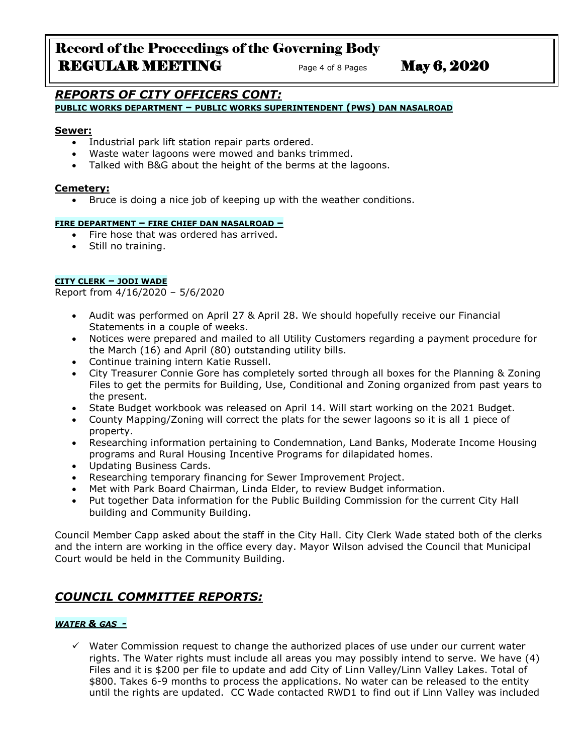## *REPORTS OF CITY OFFICERS CONT:*

**PUBLIC WORKS DEPARTMENT – PUBLIC WORKS SUPERINTENDENT (PWS) DAN NASALROAD**

**Sewer:**

- Industrial park lift station repair parts ordered.
- Waste water lagoons were mowed and banks trimmed.
- Talked with B&G about the height of the berms at the lagoons.

**Cemetery:**

- Bruce is doing a nice job of keeping up with the weather conditions.

**FIRE DEPARTMENT – FIRE CHIEF DAN NASALROAD –**

- Fire hose that was ordered has arrived.
- Still no training.

**CITY CLERK – JODI WADE**

Report from 4/16/2020 – 5/6/2020

- Audit was performed on April 27 & April 28. We should hopefully receive our Financial Statements in a couple of weeks.
- Notices were prepared and mailed to all Utility Customers regarding a payment procedure for the March (16) and April (80) outstanding utility bills.
- Continue training intern Katie Russell.
- City Treasurer Connie Gore has completely sorted through all boxes for the Planning & Zoning Files to get the permits for Building, Use, Conditional and Zoning organized from past years to the present.
- State Budget workbook was released on April 14. Will start working on the 2021 Budget.
- County Mapping/Zoning will correct the plats for the sewer lagoons so it is all 1 piece of property.
- Researching information pertaining to Condemnation, Land Banks, Moderate Income Housing programs and Rural Housing Incentive Programs for dilapidated homes.
- Updating Business Cards.
- Researching temporary financing for Sewer Improvement Project.
- Met with Park Board Chairman, Linda Elder, to review Budget information.
- Put together Data information for the Public Building Commission for the current City Hall building and Community Building.

Council Member Capp asked about the staff in the City Hall. City Clerk Wade stated both of the clerks and the intern are working in the office every day. Mayor Wilson advised the Council that Municipal Court would be held in the Community Building.

## *COUNCIL COMMITTEE REPORTS:*

***WATER & GAS -***

- ✓ Water Commission request to change the authorized places of use under our current water rights. The Water rights must include all areas you may possibly intend to serve. We have (4) Files and it is $200 per file to update and add City of Linn Valley/Linn Valley Lakes. Total of $800. Takes 6-9 months to process the applications. No water can be released to the entity until the rights are updated. CC Wade contacted RWD1 to find out if Linn Valley was included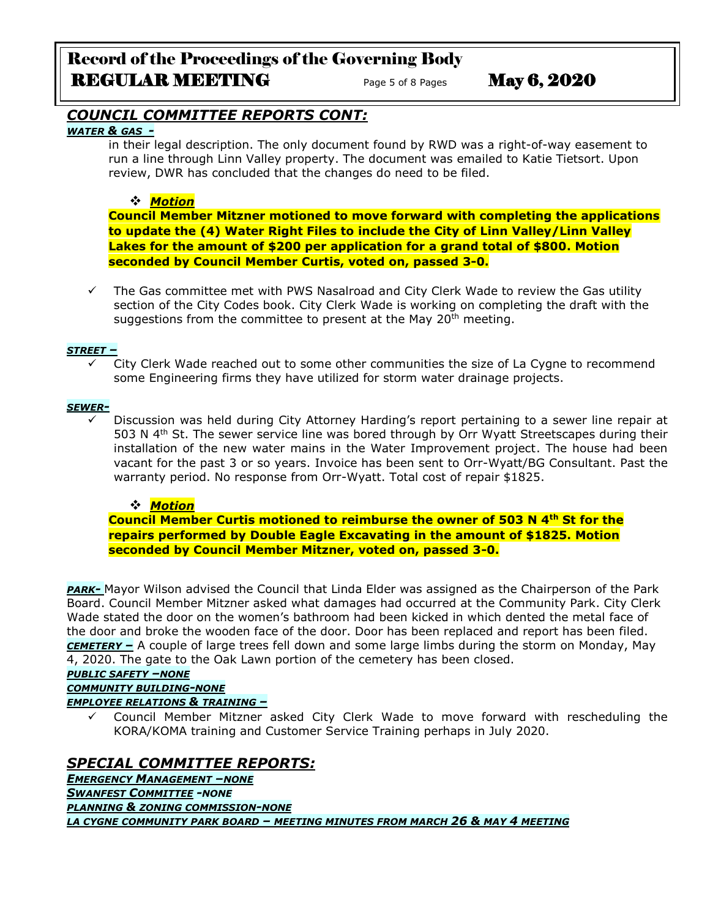## COUNCIL COMMITTEE REPORTS CONT:

***WATER & GAS -***

in their legal description. The only document found by RWD was a right-of-way easement to run a line through Linn Valley property. The document was emailed to Katie Tietsort. Upon review, DWR has concluded that the changes do need to be filed.

❖ ***Motion***

**Council Member Mitzner motioned to move forward with completing the applications to update the (4) Water Right Files to include the City of Linn Valley/Linn Valley Lakes for the amount of $200 per application for a grand total of $800. Motion seconded by Council Member Curtis, voted on, passed 3-0.**

✓ The Gas committee met with PWS Nasalroad and City Clerk Wade to review the Gas utility section of the City Codes book. City Clerk Wade is working on completing the draft with the suggestions from the committee to present at the May 20th meeting.

***STREET –***

✓ City Clerk Wade reached out to some other communities the size of La Cygne to recommend some Engineering firms they have utilized for storm water drainage projects.

***SEWER-***

✓ Discussion was held during City Attorney Harding's report pertaining to a sewer line repair at 503 N 4th St. The sewer service line was bored through by Orr Wyatt Streetscapes during their installation of the new water mains in the Water Improvement project. The house had been vacant for the past 3 or so years. Invoice has been sent to Orr-Wyatt/BG Consultant. Past the warranty period. No response from Orr-Wyatt. Total cost of repair $1825.

❖ ***Motion***

**Council Member Curtis motioned to reimburse the owner of 503 N 4th St for the repairs performed by Double Eagle Excavating in the amount of $1825. Motion seconded by Council Member Mitzner, voted on, passed 3-0.**

***PARK-*** Mayor Wilson advised the Council that Linda Elder was assigned as the Chairperson of the Park Board. Council Member Mitzner asked what damages had occurred at the Community Park. City Clerk Wade stated the door on the women's bathroom had been kicked in which dented the metal face of the door and broke the wooden face of the door. Door has been replaced and report has been filed.

***CEMETERY –*** A couple of large trees fell down and some large limbs during the storm on Monday, May 4, 2020. The gate to the Oak Lawn portion of the cemetery has been closed.

***PUBLIC SAFETY –NONE***

***COMMUNITY BUILDING-NONE***

***EMPLOYEE RELATIONS & TRAINING –***

✓ Council Member Mitzner asked City Clerk Wade to move forward with rescheduling the KORA/KOMA training and Customer Service Training perhaps in July 2020.

## SPECIAL COMMITTEE REPORTS:

***EMERGENCY MANAGEMENT –NONE***

***SWANFEST COMMITTEE -NONE***

***PLANNING & ZONING COMMISSION-NONE***

***LA CYGNE COMMUNITY PARK BOARD – MEETING MINUTES FROM MARCH 26 & MAY 4 MEETING***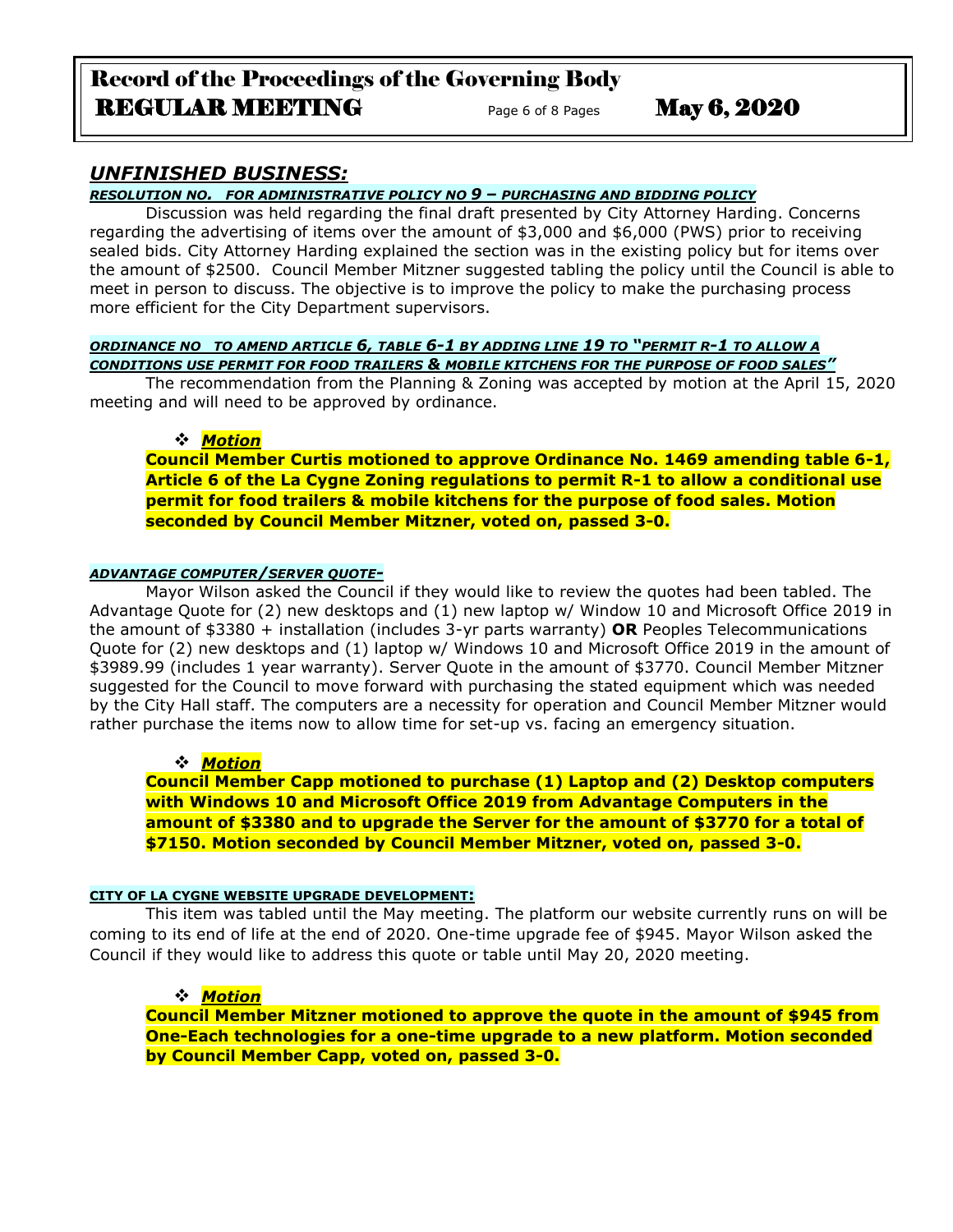## *UNFINISHED BUSINESS:*

***RESOLUTION NO. FOR ADMINISTRATIVE POLICY NO 9 – PURCHASING AND BIDDING POLICY***

Discussion was held regarding the final draft presented by City Attorney Harding. Concerns regarding the advertising of items over the amount of $3,000 and $6,000 (PWS) prior to receiving sealed bids. City Attorney Harding explained the section was in the existing policy but for items over the amount of $2500. Council Member Mitzner suggested tabling the policy until the Council is able to meet in person to discuss. The objective is to improve the policy to make the purchasing process more efficient for the City Department supervisors.

***ORDINANCE NO TO AMEND ARTICLE 6, TABLE 6-1 BY ADDING LINE 19 TO "PERMIT R-1 TO ALLOW A CONDITIONS USE PERMIT FOR FOOD TRAILERS & MOBILE KITCHENS FOR THE PURPOSE OF FOOD SALES"***

The recommendation from the Planning & Zoning was accepted by motion at the April 15, 2020 meeting and will need to be approved by ordinance.

- ***Motion***

**Council Member Curtis motioned to approve Ordinance No. 1469 amending table 6-1, Article 6 of the La Cygne Zoning regulations to permit R-1 to allow a conditional use permit for food trailers & mobile kitchens for the purpose of food sales. Motion seconded by Council Member Mitzner, voted on, passed 3-0.**

***ADVANTAGE COMPUTER/SERVER QUOTE-***

Mayor Wilson asked the Council if they would like to review the quotes had been tabled. The Advantage Quote for (2) new desktops and (1) new laptop w/ Window 10 and Microsoft Office 2019 in the amount of $3380 + installation (includes 3-yr parts warranty) **OR** Peoples Telecommunications Quote for (2) new desktops and (1) laptop w/ Windows 10 and Microsoft Office 2019 in the amount of $3989.99 (includes 1 year warranty). Server Quote in the amount of $3770. Council Member Mitzner suggested for the Council to move forward with purchasing the stated equipment which was needed by the City Hall staff. The computers are a necessity for operation and Council Member Mitzner would rather purchase the items now to allow time for set-up vs. facing an emergency situation.

- ***Motion***

**Council Member Capp motioned to purchase (1) Laptop and (2) Desktop computers with Windows 10 and Microsoft Office 2019 from Advantage Computers in the amount of $3380 and to upgrade the Server for the amount of $3770 for a total of $7150. Motion seconded by Council Member Mitzner, voted on, passed 3-0.**

**CITY OF LA CYGNE WEBSITE UPGRADE DEVELOPMENT:**

This item was tabled until the May meeting. The platform our website currently runs on will be coming to its end of life at the end of 2020. One-time upgrade fee of $945. Mayor Wilson asked the Council if they would like to address this quote or table until May 20, 2020 meeting.

- ***Motion***

**Council Member Mitzner motioned to approve the quote in the amount of $945 from One-Each technologies for a one-time upgrade to a new platform. Motion seconded by Council Member Capp, voted on, passed 3-0.**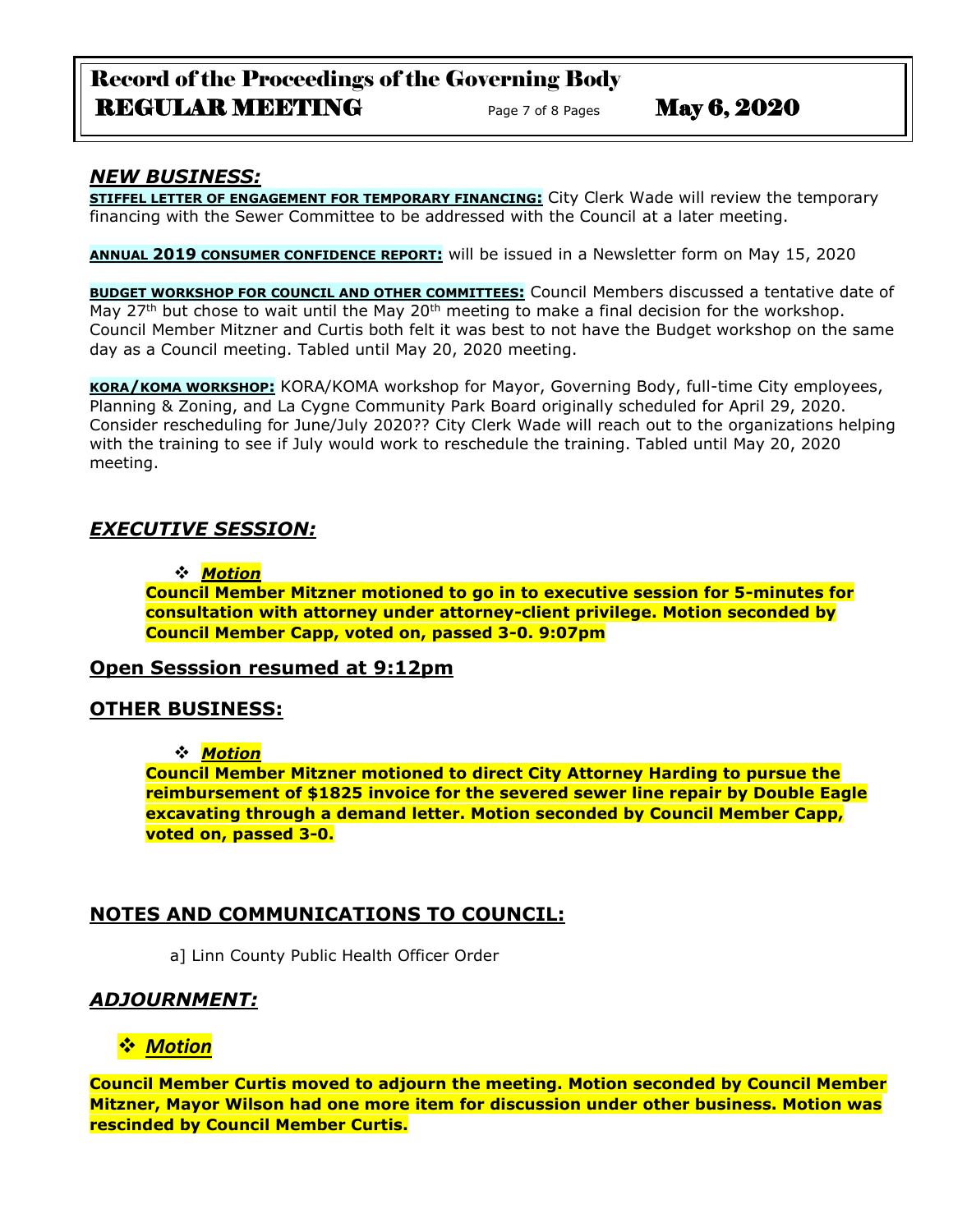## *NEW BUSINESS:*

**STIFFEL LETTER OF ENGAGEMENT FOR TEMPORARY FINANCING:** City Clerk Wade will review the temporary financing with the Sewer Committee to be addressed with the Council at a later meeting.

**ANNUAL 2019 CONSUMER CONFIDENCE REPORT:** will be issued in a Newsletter form on May 15, 2020

**BUDGET WORKSHOP FOR COUNCIL AND OTHER COMMITTEES:** Council Members discussed a tentative date of May 27th but chose to wait until the May 20th meeting to make a final decision for the workshop. Council Member Mitzner and Curtis both felt it was best to not have the Budget workshop on the same day as a Council meeting. Tabled until May 20, 2020 meeting.

**KORA/KOMA WORKSHOP:** KORA/KOMA workshop for Mayor, Governing Body, full-time City employees, Planning & Zoning, and La Cygne Community Park Board originally scheduled for April 29, 2020. Consider rescheduling for June/July 2020?? City Clerk Wade will reach out to the organizations helping with the training to see if July would work to reschedule the training. Tabled until May 20, 2020 meeting.

## *EXECUTIVE SESSION:*

- ***Motion***

**Council Member Mitzner motioned to go in to executive session for 5-minutes for consultation with attorney under attorney-client privilege. Motion seconded by Council Member Capp, voted on, passed 3-0. 9:07pm**

### Open Sesssion resumed at 9:12pm

## OTHER BUSINESS:

- ***Motion***

**Council Member Mitzner motioned to direct City Attorney Harding to pursue the reimbursement of $1825 invoice for the severed sewer line repair by Double Eagle excavating through a demand letter. Motion seconded by Council Member Capp, voted on, passed 3-0.**

## NOTES AND COMMUNICATIONS TO COUNCIL:

a] Linn County Public Health Officer Order

## *ADJOURNMENT:*

- ***Motion***

**Council Member Curtis moved to adjourn the meeting. Motion seconded by Council Member Mitzner, Mayor Wilson had one more item for discussion under other business. Motion was rescinded by Council Member Curtis.**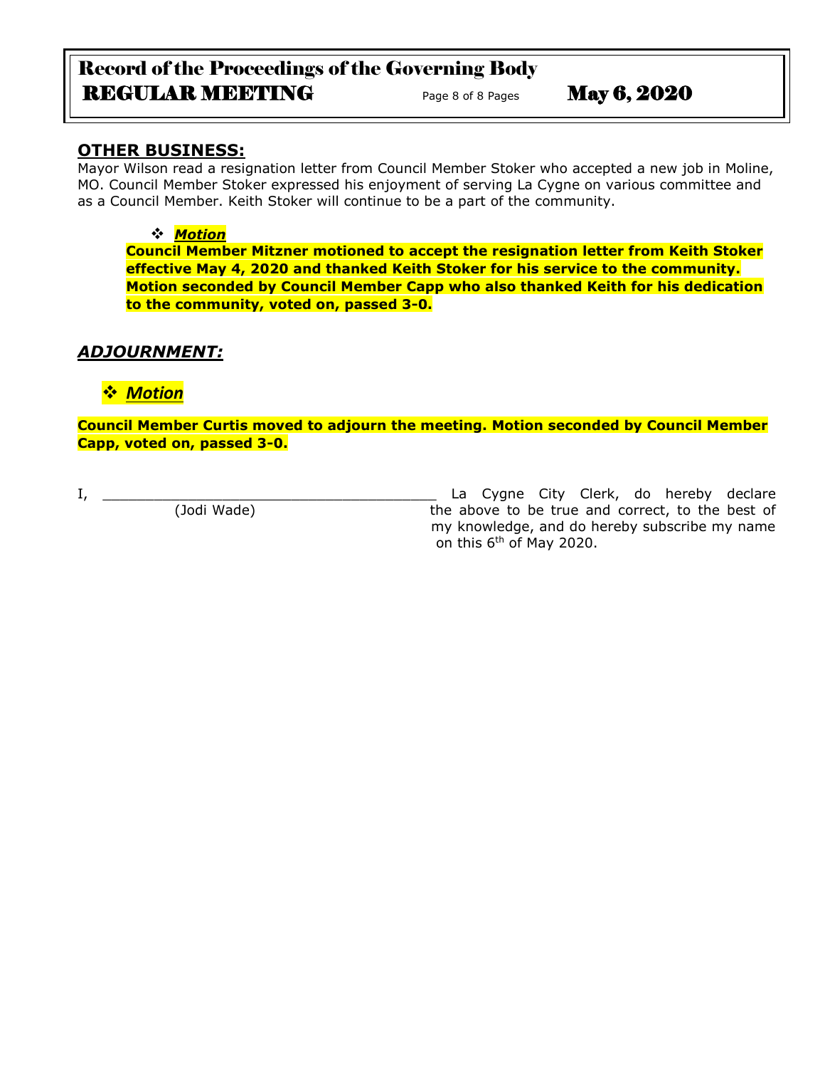## OTHER BUSINESS:

Mayor Wilson read a resignation letter from Council Member Stoker who accepted a new job in Moline, MO. Council Member Stoker expressed his enjoyment of serving La Cygne on various committee and as a Council Member. Keith Stoker will continue to be a part of the community.

- ***Motion***

**Council Member Mitzner motioned to accept the resignation letter from Keith Stoker effective May 4, 2020 and thanked Keith Stoker for his service to the community. Motion seconded by Council Member Capp who also thanked Keith for his dedication to the community, voted on, passed 3-0.**

## *ADJOURNMENT:*

- ***Motion***

**Council Member Curtis moved to adjourn the meeting. Motion seconded by Council Member Capp, voted on, passed 3-0.**

I, ________________________________________ La Cygne City Clerk, do hereby declare the above to be true and correct, to the best of my knowledge, and do hereby subscribe my name on this 6th of May 2020.

(Jodi Wade)